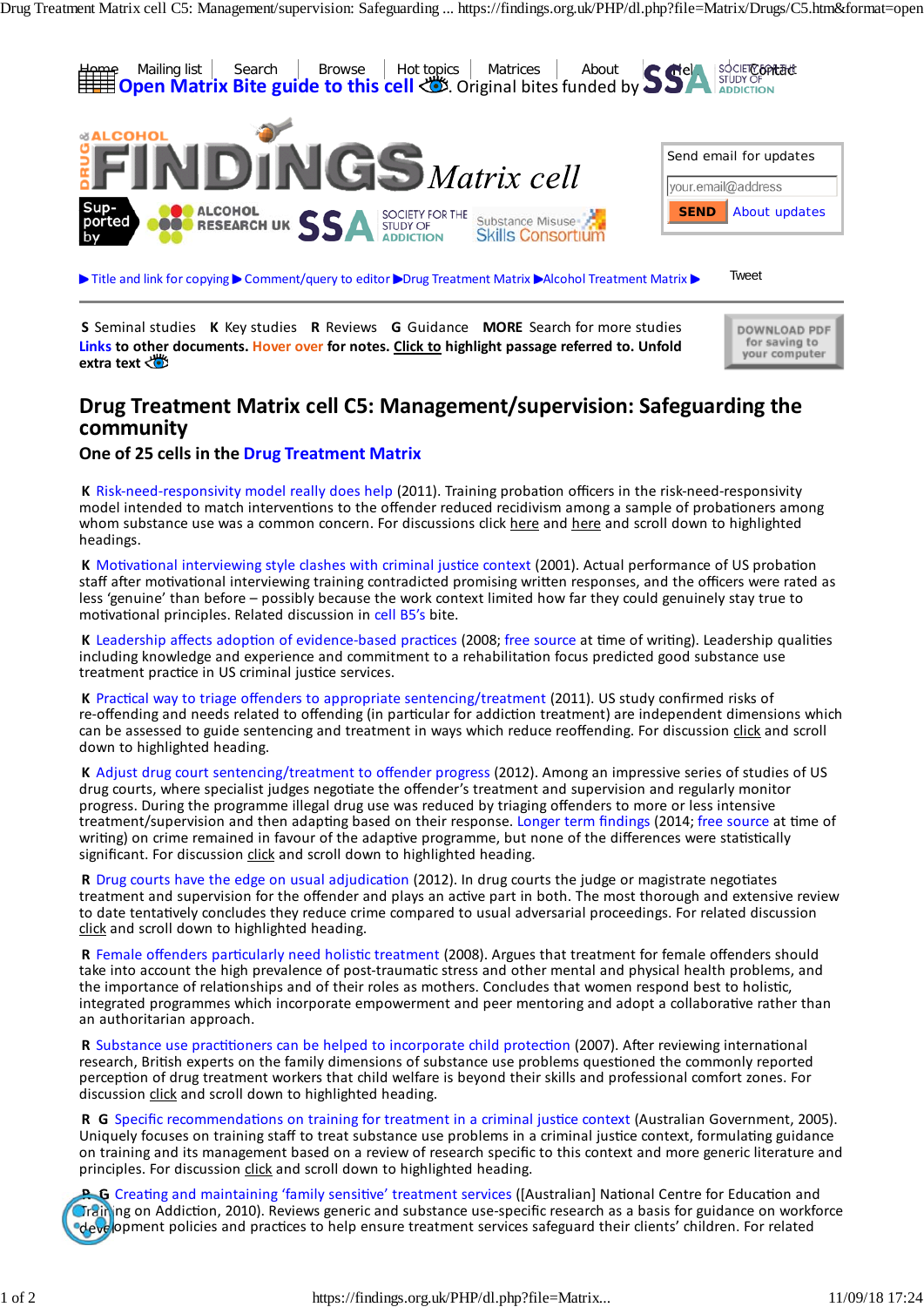Home | Mailing list | Search | Browse | Hot topics | Matrices | About | Help | Contact

Open Matrix Bite guide to this cell. Original bites funded by SSA Society for the Study of Addiction

# FINDINGS Matrix cell

Supported by Alcohol Research UK, SSA Society for the Study of Addiction, Substance Misuse Skills Consortium

Send email for updates

your.email@address

SEND | About updates

▶ Title and link for copying ▶ Comment/query to editor ▶Drug Treatment Matrix ▶Alcohol Treatment Matrix ▶

Tweet

**S** Seminal studies **K** Key studies **R** Reviews **G** Guidance **MORE** Search for more studies

Links to other documents. Hover over for notes. Click to highlight passage referred to. Unfold extra text

DOWNLOAD PDF for saving to your computer

## Drug Treatment Matrix cell C5: Management/supervision: Safeguarding the community

### One of 25 cells in the Drug Treatment Matrix

**K** Risk-need-responsivity model really does help (2011). Training probation officers in the risk-need-responsivity model intended to match interventions to the offender reduced recidivism among a sample of probationers among whom substance use was a common concern. For discussions click here and here and scroll down to highlighted headings.

**K** Motivational interviewing style clashes with criminal justice context (2001). Actual performance of US probation staff after motivational interviewing training contradicted promising written responses, and the officers were rated as less 'genuine' than before – possibly because the work context limited how far they could genuinely stay true to motivational principles. Related discussion in cell B5's bite.

**K** Leadership affects adoption of evidence-based practices (2008; free source at time of writing). Leadership qualities including knowledge and experience and commitment to a rehabilitation focus predicted good substance use treatment practice in US criminal justice services.

**K** Practical way to triage offenders to appropriate sentencing/treatment (2011). US study confirmed risks of re-offending and needs related to offending (in particular for addiction treatment) are independent dimensions which can be assessed to guide sentencing and treatment in ways which reduce reoffending. For discussion click and scroll down to highlighted heading.

**K** Adjust drug court sentencing/treatment to offender progress (2012). Among an impressive series of studies of US drug courts, where specialist judges negotiate the offender's treatment and supervision and regularly monitor progress. During the programme illegal drug use was reduced by triaging offenders to more or less intensive treatment/supervision and then adapting based on their response. Longer term findings (2014; free source at time of writing) on crime remained in favour of the adaptive programme, but none of the differences were statistically significant. For discussion click and scroll down to highlighted heading.

**R** Drug courts have the edge on usual adjudication (2012). In drug courts the judge or magistrate negotiates treatment and supervision for the offender and plays an active part in both. The most thorough and extensive review to date tentatively concludes they reduce crime compared to usual adversarial proceedings. For related discussion click and scroll down to highlighted heading.

**R** Female offenders particularly need holistic treatment (2008). Argues that treatment for female offenders should take into account the high prevalence of post-traumatic stress and other mental and physical health problems, and the importance of relationships and of their roles as mothers. Concludes that women respond best to holistic, integrated programmes which incorporate empowerment and peer mentoring and adopt a collaborative rather than an authoritarian approach.

**R** Substance use practitioners can be helped to incorporate child protection (2007). After reviewing international research, British experts on the family dimensions of substance use problems questioned the commonly reported perception of drug treatment workers that child welfare is beyond their skills and professional comfort zones. For discussion click and scroll down to highlighted heading.

**R G** Specific recommendations on training for treatment in a criminal justice context (Australian Government, 2005). Uniquely focuses on training staff to treat substance use problems in a criminal justice context, formulating guidance on training and its management based on a review of research specific to this context and more generic literature and principles. For discussion click and scroll down to highlighted heading.

**R G** Creating and maintaining 'family sensitive' treatment services ([Australian] National Centre for Education and Training on Addiction, 2010). Reviews generic and substance use-specific research as a basis for guidance on workforce development policies and practices to help ensure treatment services safeguard their clients' children. For related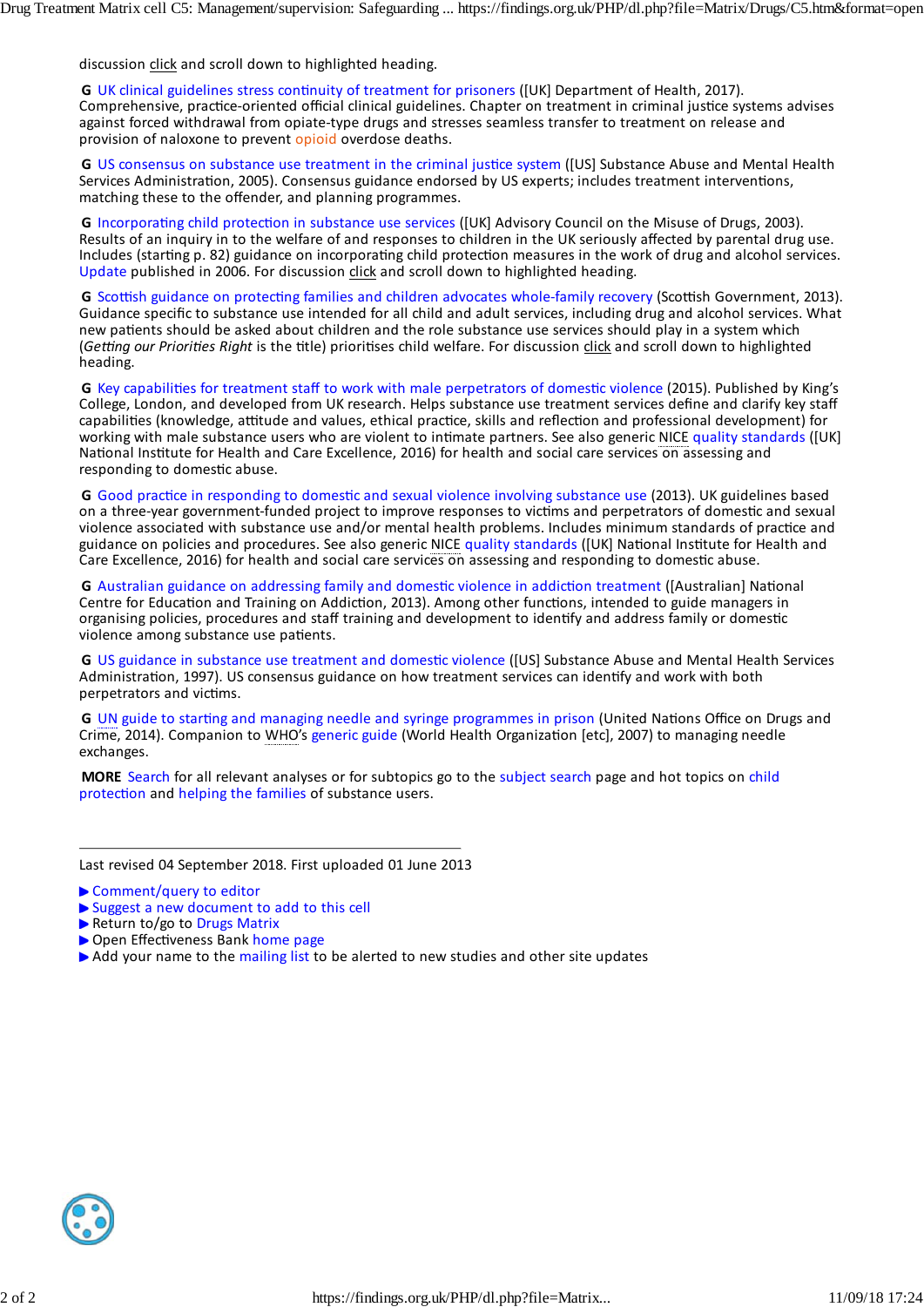discussion click and scroll down to highlighted heading.

**G** UK clinical guidelines stress continuity of treatment for prisoners ([UK] Department of Health, 2017). Comprehensive, practice-oriented official clinical guidelines. Chapter on treatment in criminal justice systems advises against forced withdrawal from opiate-type drugs and stresses seamless transfer to treatment on release and provision of naloxone to prevent opioid overdose deaths.

**G** US consensus on substance use treatment in the criminal justice system ([US] Substance Abuse and Mental Health Services Administration, 2005). Consensus guidance endorsed by US experts; includes treatment interventions, matching these to the offender, and planning programmes.

**G** Incorporating child protection in substance use services ([UK] Advisory Council on the Misuse of Drugs, 2003). Results of an inquiry in to the welfare of and responses to children in the UK seriously affected by parental drug use. Includes (starting p. 82) guidance on incorporating child protection measures in the work of drug and alcohol services. Update published in 2006. For discussion click and scroll down to highlighted heading.

**G** Scottish guidance on protecting families and children advocates whole-family recovery (Scottish Government, 2013). Guidance specific to substance use intended for all child and adult services, including drug and alcohol services. What new patients should be asked about children and the role substance use services should play in a system which (*Getting our Priorities Right* is the title) prioritises child welfare. For discussion click and scroll down to highlighted heading.

**G** Key capabilities for treatment staff to work with male perpetrators of domestic violence (2015). Published by King's College, London, and developed from UK research. Helps substance use treatment services define and clarify key staff capabilities (knowledge, attitude and values, ethical practice, skills and reflection and professional development) for working with male substance users who are violent to intimate partners. See also generic NICE quality standards ([UK] National Institute for Health and Care Excellence, 2016) for health and social care services on assessing and responding to domestic abuse.

**G** Good practice in responding to domestic and sexual violence involving substance use (2013). UK guidelines based on a three-year government-funded project to improve responses to victims and perpetrators of domestic and sexual violence associated with substance use and/or mental health problems. Includes minimum standards of practice and guidance on policies and procedures. See also generic NICE quality standards ([UK] National Institute for Health and Care Excellence, 2016) for health and social care services on assessing and responding to domestic abuse.

**G** Australian guidance on addressing family and domestic violence in addiction treatment ([Australian] National Centre for Education and Training on Addiction, 2013). Among other functions, intended to guide managers in organising policies, procedures and staff training and development to identify and address family or domestic violence among substance use patients.

**G** US guidance in substance use treatment and domestic violence ([US] Substance Abuse and Mental Health Services Administration, 1997). US consensus guidance on how treatment services can identify and work with both perpetrators and victims.

**G** UN guide to starting and managing needle and syringe programmes in prison (United Nations Office on Drugs and Crime, 2014). Companion to WHO's generic guide (World Health Organization [etc], 2007) to managing needle exchanges.

**MORE** Search for all relevant analyses or for subtopics go to the subject search page and hot topics on child protection and helping the families of substance users.

---

Last revised 04 September 2018. First uploaded 01 June 2013

- ▶ Comment/query to editor
- ▶ Suggest a new document to add to this cell
- ▶ Return to/go to Drugs Matrix
- ▶ Open Effectiveness Bank home page
- ▶ Add your name to the mailing list to be alerted to new studies and other site updates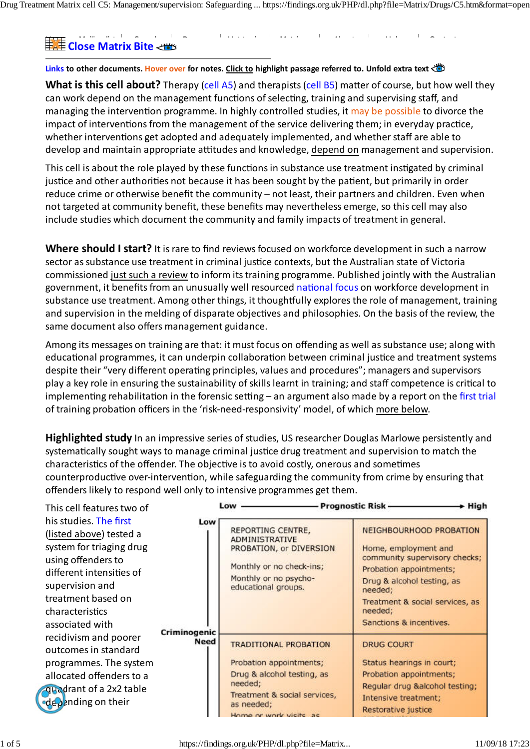# Close Matrix Bite

**Links** to other documents. **Hover over** for notes. **Click to** highlight passage referred to. **Unfold extra text**

**What is this cell about?** Therapy (cell A5) and therapists (cell B5) matter of course, but how well they can work depend on the management functions of selecting, training and supervising staff, and managing the intervention programme. In highly controlled studies, it may be possible to divorce the impact of interventions from the management of the service delivering them; in everyday practice, whether interventions get adopted and adequately implemented, and whether staff are able to develop and maintain appropriate attitudes and knowledge, depend on management and supervision.

This cell is about the role played by these functions in substance use treatment instigated by criminal justice and other authorities not because it has been sought by the patient, but primarily in order reduce crime or otherwise benefit the community – not least, their partners and children. Even when not targeted at community benefit, these benefits may nevertheless emerge, so this cell may also include studies which document the community and family impacts of treatment in general.

**Where should I start?** It is rare to find reviews focused on workforce development in such a narrow sector as substance use treatment in criminal justice contexts, but the Australian state of Victoria commissioned just such a review to inform its training programme. Published jointly with the Australian government, it benefits from an unusually well resourced national focus on workforce development in substance use treatment. Among other things, it thoughtfully explores the role of management, training and supervision in the melding of disparate objectives and philosophies. On the basis of the review, the same document also offers management guidance.

Among its messages on training are that: it must focus on offending as well as substance use; along with educational programmes, it can underpin collaboration between criminal justice and treatment systems despite their "very different operating principles, values and procedures"; managers and supervisors play a key role in ensuring the sustainability of skills learnt in training; and staff competence is critical to implementing rehabilitation in the forensic setting – an argument also made by a report on the first trial of training probation officers in the 'risk-need-responsivity' model, of which more below.

**Highlighted study** In an impressive series of studies, US researcher Douglas Marlowe persistently and systematically sought ways to manage criminal justice drug treatment and supervision to match the characteristics of the offender. The objective is to avoid costly, onerous and sometimes counterproductive over-intervention, while safeguarding the community from crime by ensuring that offenders likely to respond well only to intensive programmes get them.

This cell features two of his studies. The first (listed above) tested a system for triaging drug using offenders to different intensities of supervision and treatment based on characteristics associated with recidivism and poorer outcomes in standard programmes. The system allocated offenders to a quadrant of a 2x2 table depending on their

| Criminogenic Need ↓ / Prognostic Risk → | Low | High |
|---|---|---|
| **Low** | REPORTING CENTRE, ADMINISTRATIVE PROBATION, or DIVERSION<br><br>Monthly or no check-ins;<br>Monthly or no psycho-educational groups. | NEIGHBOURHOOD PROBATION<br><br>Home, employment and community supervisory checks;<br>Probation appointments;<br>Drug & alcohol testing, as needed;<br>Treatment & social services, as needed;<br>Sanctions & incentives. |
| **High** | TRADITIONAL PROBATION<br><br>Probation appointments;<br>Drug & alcohol testing, as needed;<br>Treatment & social services, as needed;<br>Home or work visits, as | DRUG COURT<br><br>Status hearings in court;<br>Probation appointments;<br>Regular drug &alcohol testing;<br>Intensive treatment;<br>Restorative justice |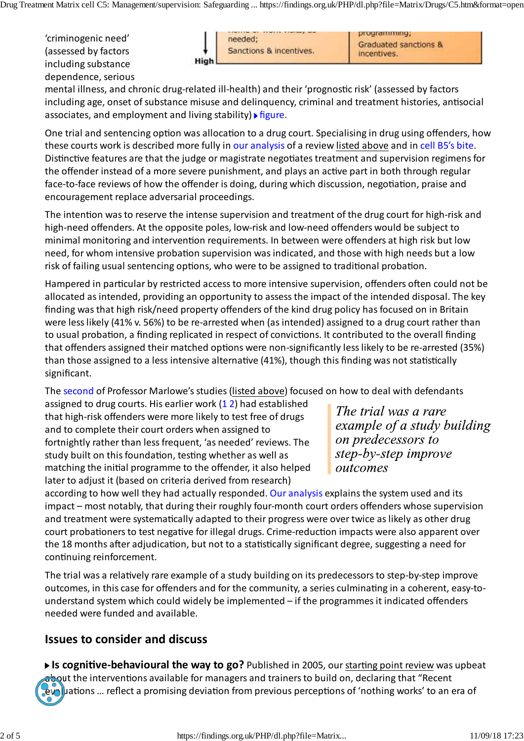'criminogenic need' (assessed by factors including substance dependence, serious mental illness, and chronic drug-related ill-health) and their 'prognostic risk' (assessed by factors including age, onset of substance misuse and delinquency, criminal and treatment histories, antisocial associates, and employment and living stability) figure.

| | | |
|---|---|---|
| High | needed; Sanctions & incentives. | programming; Graduated sanctions & incentives. |

One trial and sentencing option was allocation to a drug court. Specialising in drug using offenders, how these courts work is described more fully in our analysis of a review listed above and in cell B5's bite. Distinctive features are that the judge or magistrate negotiates treatment and supervision regimens for the offender instead of a more severe punishment, and plays an active part in both through regular face-to-face reviews of how the offender is doing, during which discussion, negotiation, praise and encouragement replace adversarial proceedings.

The intention was to reserve the intense supervision and treatment of the drug court for high-risk and high-need offenders. At the opposite poles, low-risk and low-need offenders would be subject to minimal monitoring and intervention requirements. In between were offenders at high risk but low need, for whom intensive probation supervision was indicated, and those with high needs but a low risk of failing usual sentencing options, who were to be assigned to traditional probation.

Hampered in particular by restricted access to more intensive supervision, offenders often could not be allocated as intended, providing an opportunity to assess the impact of the intended disposal. The key finding was that high risk/need property offenders of the kind drug policy has focused on in Britain were less likely (41% v. 56%) to be re-arrested when (as intended) assigned to a drug court rather than to usual probation, a finding replicated in respect of convictions. It contributed to the overall finding that offenders assigned their matched options were non-significantly less likely to be re-arrested (35%) than those assigned to a less intensive alternative (41%), though this finding was not statistically significant.

The second of Professor Marlowe's studies (listed above) focused on how to deal with defendants assigned to drug courts. His earlier work (1 2) had established that high-risk offenders were more likely to test free of drugs and to complete their court orders when assigned to fortnightly rather than less frequent, 'as needed' reviews. The study built on this foundation, testing whether as well as matching the initial programme to the offender, it also helped later to adjust it (based on criteria derived from research) according to how well they had actually responded. Our analysis explains the system used and its impact – most notably, that during their roughly four-month court orders offenders whose supervision and treatment were systematically adapted to their progress were over twice as likely as other drug court probationers to test negative for illegal drugs. Crime-reduction impacts were also apparent over the 18 months after adjudication, but not to a statistically significant degree, suggesting a need for continuing reinforcement.

> *The trial was a rare example of a study building on predecessors to step-by-step improve outcomes*

The trial was a relatively rare example of a study building on its predecessors to step-by-step improve outcomes, in this case for offenders and for the community, a series culminating in a coherent, easy-to-understand system which could widely be implemented – if the programmes it indicated offenders needed were funded and available.

## Issues to consider and discuss

**Is cognitive-behavioural the way to go?** Published in 2005, our starting point review was upbeat about the interventions available for managers and trainers to build on, declaring that "Recent evaluations … reflect a promising deviation from previous perceptions of 'nothing works' to an era of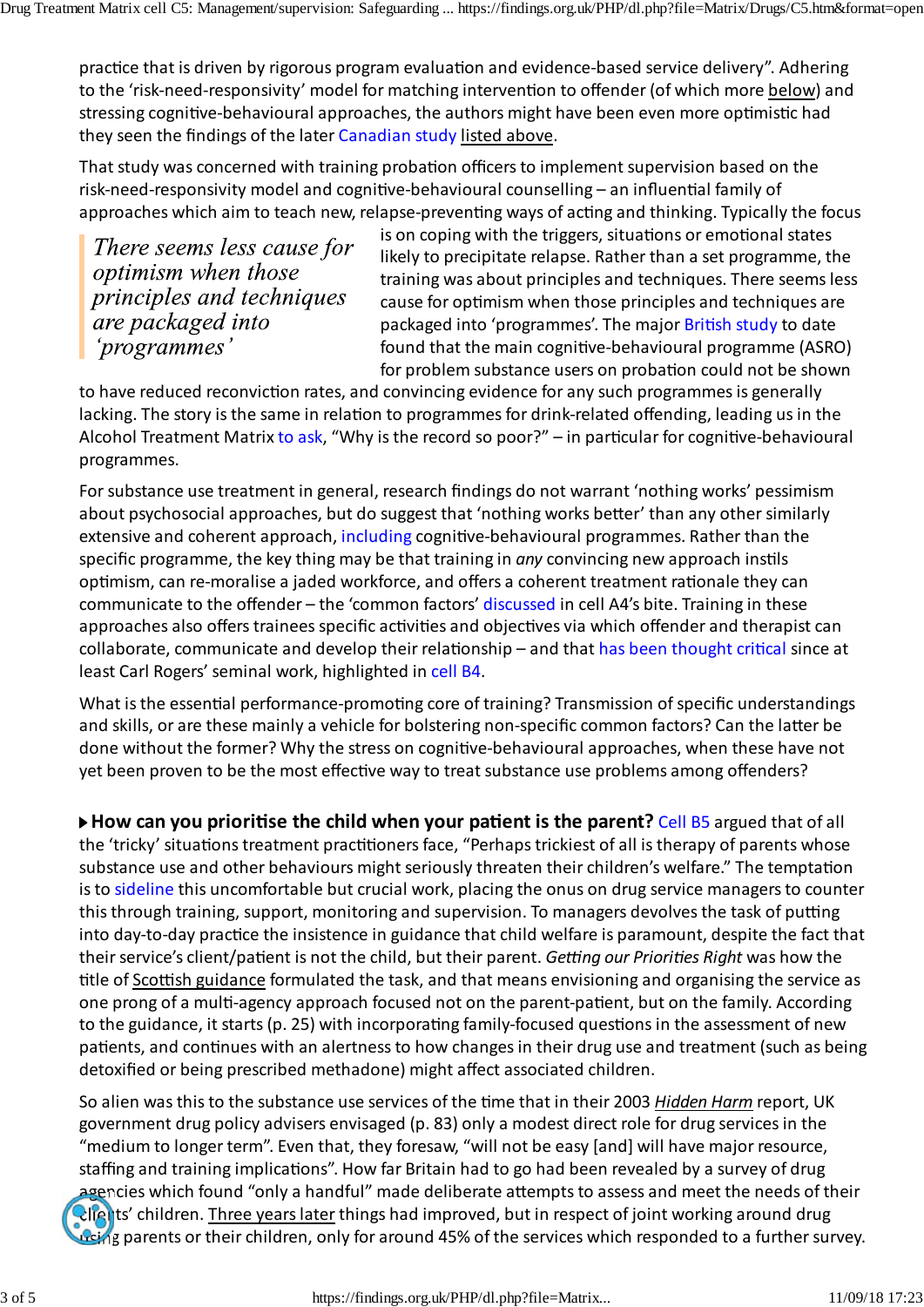practice that is driven by rigorous program evaluation and evidence-based service delivery". Adhering to the 'risk-need-responsivity' model for matching intervention to offender (of which more below) and stressing cognitive-behavioural approaches, the authors might have been even more optimistic had they seen the findings of the later Canadian study listed above.

That study was concerned with training probation officers to implement supervision based on the risk-need-responsivity model and cognitive-behavioural counselling – an influential family of approaches which aim to teach new, relapse-preventing ways of acting and thinking. Typically the focus is on coping with the triggers, situations or emotional states likely to precipitate relapse. Rather than a set programme, the training was about principles and techniques. There seems less cause for optimism when those principles and techniques are packaged into 'programmes'. The major British study to date found that the main cognitive-behavioural programme (ASRO) for problem substance users on probation could not be shown to have reduced reconviction rates, and convincing evidence for any such programmes is generally lacking. The story is the same in relation to programmes for drink-related offending, leading us in the Alcohol Treatment Matrix to ask, "Why is the record so poor?" – in particular for cognitive-behavioural programmes.

> *There seems less cause for optimism when those principles and techniques are packaged into 'programmes'*

For substance use treatment in general, research findings do not warrant 'nothing works' pessimism about psychosocial approaches, but do suggest that 'nothing works better' than any other similarly extensive and coherent approach, including cognitive-behavioural programmes. Rather than the specific programme, the key thing may be that training in *any* convincing new approach instils optimism, can re-moralise a jaded workforce, and offers a coherent treatment rationale they can communicate to the offender – the 'common factors' discussed in cell A4's bite. Training in these approaches also offers trainees specific activities and objectives via which offender and therapist can collaborate, communicate and develop their relationship – and that has been thought critical since at least Carl Rogers' seminal work, highlighted in cell B4.

What is the essential performance-promoting core of training? Transmission of specific understandings and skills, or are these mainly a vehicle for bolstering non-specific common factors? Can the latter be done without the former? Why the stress on cognitive-behavioural approaches, when these have not yet been proven to be the most effective way to treat substance use problems among offenders?

**How can you prioritise the child when your patient is the parent?** Cell B5 argued that of all the 'tricky' situations treatment practitioners face, "Perhaps trickiest of all is therapy of parents whose substance use and other behaviours might seriously threaten their children's welfare." The temptation is to sideline this uncomfortable but crucial work, placing the onus on drug service managers to counter this through training, support, monitoring and supervision. To managers devolves the task of putting into day-to-day practice the insistence in guidance that child welfare is paramount, despite the fact that their service's client/patient is not the child, but their parent. *Getting our Priorities Right* was how the title of Scottish guidance formulated the task, and that means envisioning and organising the service as one prong of a multi-agency approach focused not on the parent-patient, but on the family. According to the guidance, it starts (p. 25) with incorporating family-focused questions in the assessment of new patients, and continues with an alertness to how changes in their drug use and treatment (such as being detoxified or being prescribed methadone) might affect associated children.

So alien was this to the substance use services of the time that in their 2003 *Hidden Harm* report, UK government drug policy advisers envisaged (p. 83) only a modest direct role for drug services in the "medium to longer term". Even that, they foresaw, "will not be easy [and] will have major resource, staffing and training implications". How far Britain had to go had been revealed by a survey of drug agencies which found "only a handful" made deliberate attempts to assess and meet the needs of their clients' children. Three years later things had improved, but in respect of joint working around drug using parents or their children, only for around 45% of the services which responded to a further survey.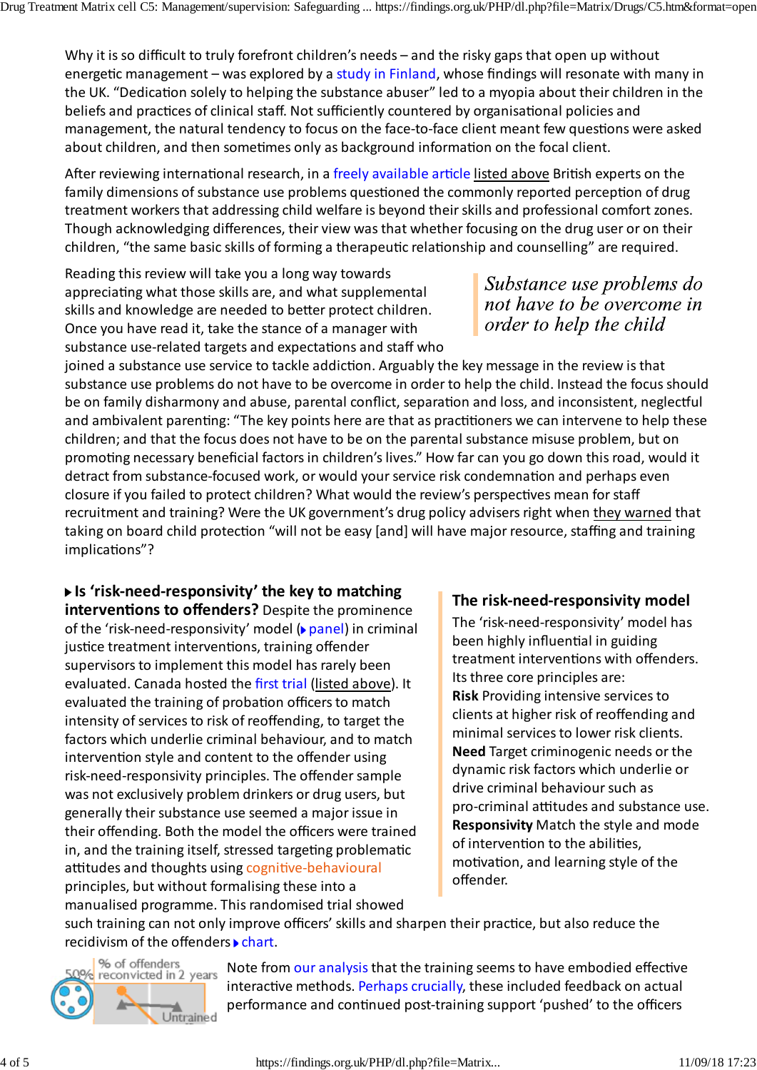Why it is so difficult to truly forefront children's needs – and the risky gaps that open up without energetic management – was explored by a study in Finland, whose findings will resonate with many in the UK. "Dedication solely to helping the substance abuser" led to a myopia about their children in the beliefs and practices of clinical staff. Not sufficiently countered by organisational policies and management, the natural tendency to focus on the face-to-face client meant few questions were asked about children, and then sometimes only as background information on the focal client.

After reviewing international research, in a freely available article listed above British experts on the family dimensions of substance use problems questioned the commonly reported perception of drug treatment workers that addressing child welfare is beyond their skills and professional comfort zones. Though acknowledging differences, their view was that whether focusing on the drug user or on their children, "the same basic skills of forming a therapeutic relationship and counselling" are required.

> *Substance use problems do not have to be overcome in order to help the child*

Reading this review will take you a long way towards appreciating what those skills are, and what supplemental skills and knowledge are needed to better protect children. Once you have read it, take the stance of a manager with substance use-related targets and expectations and staff who joined a substance use service to tackle addiction. Arguably the key message in the review is that substance use problems do not have to be overcome in order to help the child. Instead the focus should be on family disharmony and abuse, parental conflict, separation and loss, and inconsistent, neglectful and ambivalent parenting: "The key points here are that as practitioners we can intervene to help these children; and that the focus does not have to be on the parental substance misuse problem, but on promoting necessary beneficial factors in children's lives." How far can you go down this road, would it detract from substance-focused work, or would your service risk condemnation and perhaps even closure if you failed to protect children? What would the review's perspectives mean for staff recruitment and training? Were the UK government's drug policy advisers right when they warned that taking on board child protection "will not be easy [and] will have major resource, staffing and training implications"?

**Is 'risk-need-responsivity' the key to matching interventions to offenders?** Despite the prominence of the 'risk-need-responsivity' model (panel) in criminal justice treatment interventions, training offender supervisors to implement this model has rarely been evaluated. Canada hosted the first trial (listed above). It evaluated the training of probation officers to match intensity of services to risk of reoffending, to target the factors which underlie criminal behaviour, and to match intervention style and content to the offender using risk-need-responsivity principles. The offender sample was not exclusively problem drinkers or drug users, but generally their substance use seemed a major issue in their offending. Both the model the officers were trained in, and the training itself, stressed targeting problematic attitudes and thoughts using cognitive-behavioural principles, but without formalising these into a manualised programme. This randomised trial showed such training can not only improve officers' skills and sharpen their practice, but also reduce the recidivism of the offenders chart.

### The risk-need-responsivity model

The 'risk-need-responsivity' model has been highly influential in guiding treatment interventions with offenders. Its three core principles are:

**Risk** Providing intensive services to clients at higher risk of reoffending and minimal services to lower risk clients.

**Need** Target criminogenic needs or the dynamic risk factors which underlie or drive criminal behaviour such as pro-criminal attitudes and substance use.

**Responsivity** Match the style and mode of intervention to the abilities, motivation, and learning style of the offender.

Note from our analysis that the training seems to have embodied effective interactive methods. Perhaps crucially, these included feedback on actual performance and continued post-training support 'pushed' to the officers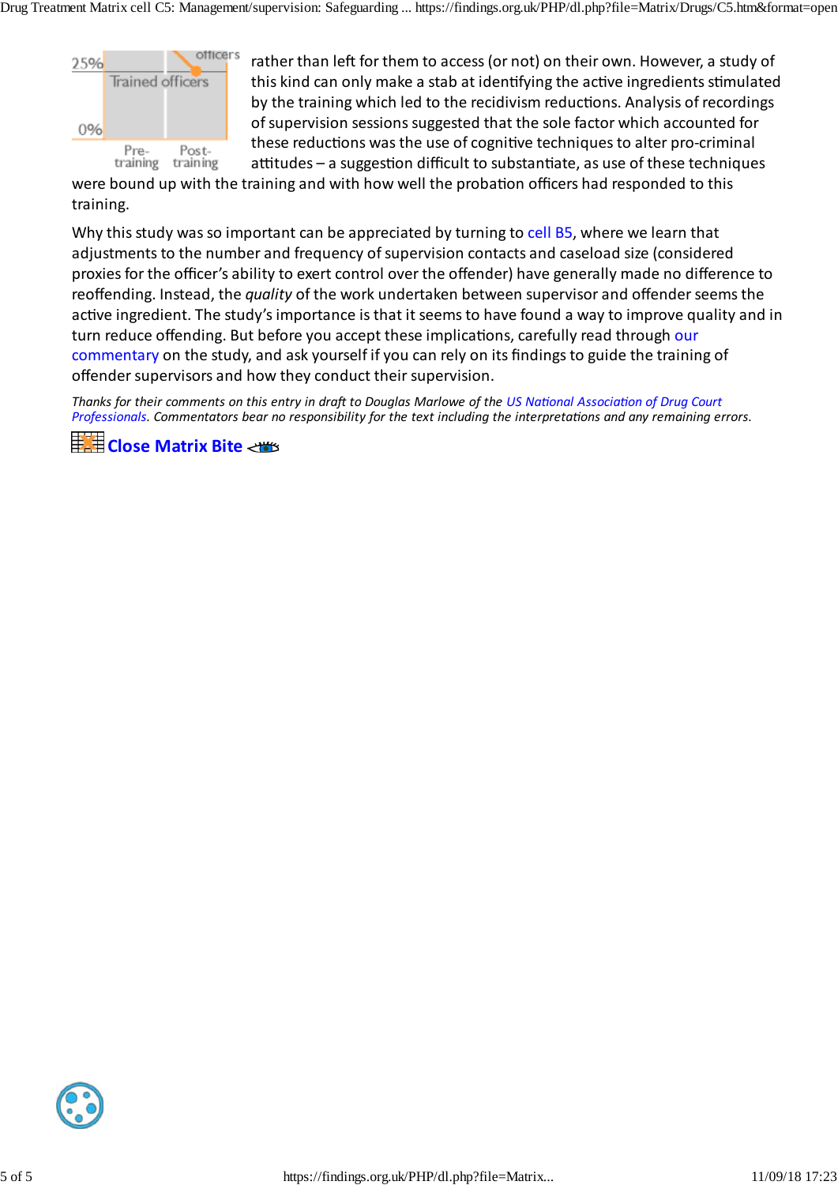25%
officers
Trained officers
0%
Pre-training
Post-training

rather than left for them to access (or not) on their own. However, a study of this kind can only make a stab at identifying the active ingredients stimulated by the training which led to the recidivism reductions. Analysis of recordings of supervision sessions suggested that the sole factor which accounted for these reductions was the use of cognitive techniques to alter pro-criminal attitudes – a suggestion difficult to substantiate, as use of these techniques were bound up with the training and with how well the probation officers had responded to this training.

Why this study was so important can be appreciated by turning to cell B5, where we learn that adjustments to the number and frequency of supervision contacts and caseload size (considered proxies for the officer's ability to exert control over the offender) have generally made no difference to reoffending. Instead, the *quality* of the work undertaken between supervisor and offender seems the active ingredient. The study's importance is that it seems to have found a way to improve quality and in turn reduce offending. But before you accept these implications, carefully read through our commentary on the study, and ask yourself if you can rely on its findings to guide the training of offender supervisors and how they conduct their supervision.

*Thanks for their comments on this entry in draft to Douglas Marlowe of the US National Association of Drug Court Professionals. Commentators bear no responsibility for the text including the interpretations and any remaining errors.*

**Close Matrix Bite**